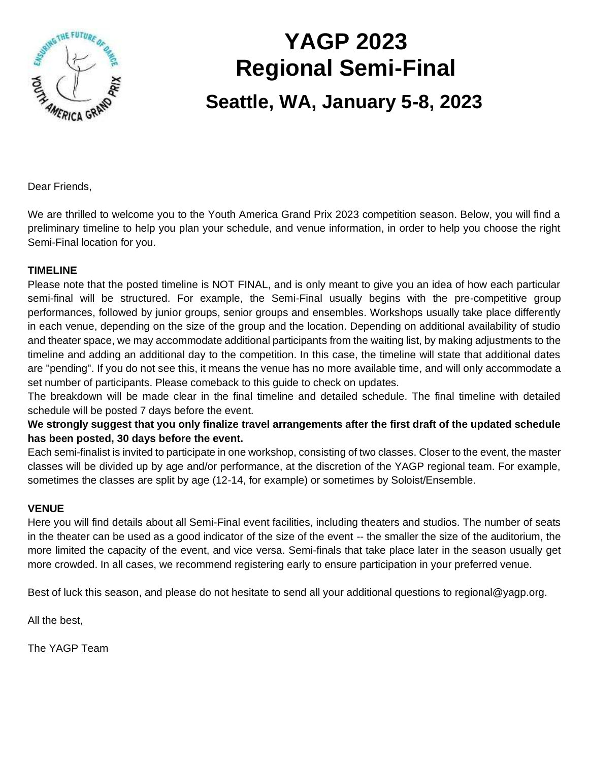# YAGP 2023
# Regional Semi-Final
## Seattle, WA, January 5-8, 2023

Dear Friends,

We are thrilled to welcome you to the Youth America Grand Prix 2023 competition season. Below, you will find a preliminary timeline to help you plan your schedule, and venue information, in order to help you choose the right Semi-Final location for you.

**TIMELINE**

Please note that the posted timeline is NOT FINAL, and is only meant to give you an idea of how each particular semi-final will be structured. For example, the Semi-Final usually begins with the pre-competitive group performances, followed by junior groups, senior groups and ensembles. Workshops usually take place differently in each venue, depending on the size of the group and the location. Depending on additional availability of studio and theater space, we may accommodate additional participants from the waiting list, by making adjustments to the timeline and adding an additional day to the competition. In this case, the timeline will state that additional dates are "pending". If you do not see this, it means the venue has no more available time, and will only accommodate a set number of participants. Please comeback to this guide to check on updates.

The breakdown will be made clear in the final timeline and detailed schedule. The final timeline with detailed schedule will be posted 7 days before the event.

**We strongly suggest that you only finalize travel arrangements after the first draft of the updated schedule has been posted, 30 days before the event.**

Each semi-finalist is invited to participate in one workshop, consisting of two classes. Closer to the event, the master classes will be divided up by age and/or performance, at the discretion of the YAGP regional team. For example, sometimes the classes are split by age (12-14, for example) or sometimes by Soloist/Ensemble.

**VENUE**

Here you will find details about all Semi-Final event facilities, including theaters and studios. The number of seats in the theater can be used as a good indicator of the size of the event -- the smaller the size of the auditorium, the more limited the capacity of the event, and vice versa. Semi-finals that take place later in the season usually get more crowded. In all cases, we recommend registering early to ensure participation in your preferred venue.

Best of luck this season, and please do not hesitate to send all your additional questions to regional@yagp.org.

All the best,

The YAGP Team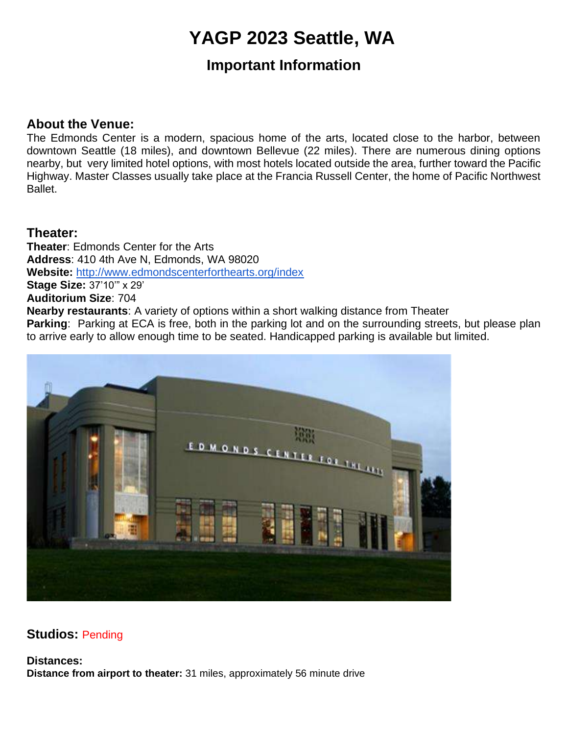# YAGP 2023 Seattle, WA

## Important Information

### About the Venue:

The Edmonds Center is a modern, spacious home of the arts, located close to the harbor, between downtown Seattle (18 miles), and downtown Bellevue (22 miles). There are numerous dining options nearby, but very limited hotel options, with most hotels located outside the area, further toward the Pacific Highway. Master Classes usually take place at the Francia Russell Center, the home of Pacific Northwest Ballet.

### Theater:

**Theater**: Edmonds Center for the Arts
**Address**: 410 4th Ave N, Edmonds, WA 98020
**Website:** http://www.edmondscenterforthearts.org/index
**Stage Size:** 37'10"' x 29'
**Auditorium Size**: 704
**Nearby restaurants**: A variety of options within a short walking distance from Theater
**Parking**: Parking at ECA is free, both in the parking lot and on the surrounding streets, but please plan to arrive early to allow enough time to be seated. Handicapped parking is available but limited.

### Studios: Pending

**Distances:**
**Distance from airport to theater:** 31 miles, approximately 56 minute drive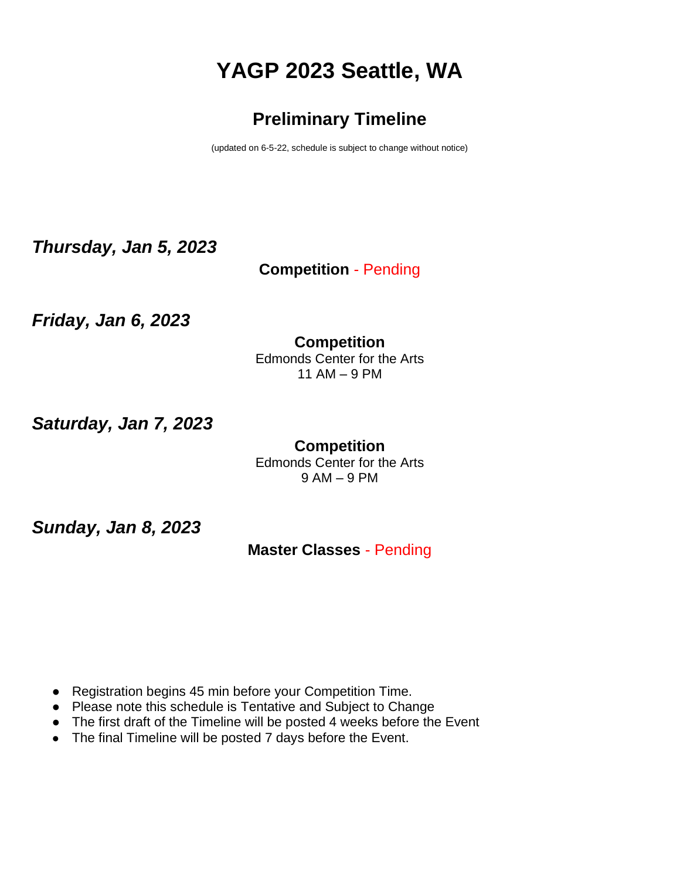# YAGP 2023 Seattle, WA

## Preliminary Timeline

(updated on 6-5-22, schedule is subject to change without notice)

***Thursday, Jan 5, 2023***

**Competition** - Pending

***Friday, Jan 6, 2023***

**Competition**
Edmonds Center for the Arts
11 AM – 9 PM

***Saturday, Jan 7, 2023***

**Competition**
Edmonds Center for the Arts
9 AM – 9 PM

***Sunday, Jan 8, 2023***

**Master Classes** - Pending

- Registration begins 45 min before your Competition Time.
- Please note this schedule is Tentative and Subject to Change
- The first draft of the Timeline will be posted 4 weeks before the Event
- The final Timeline will be posted 7 days before the Event.